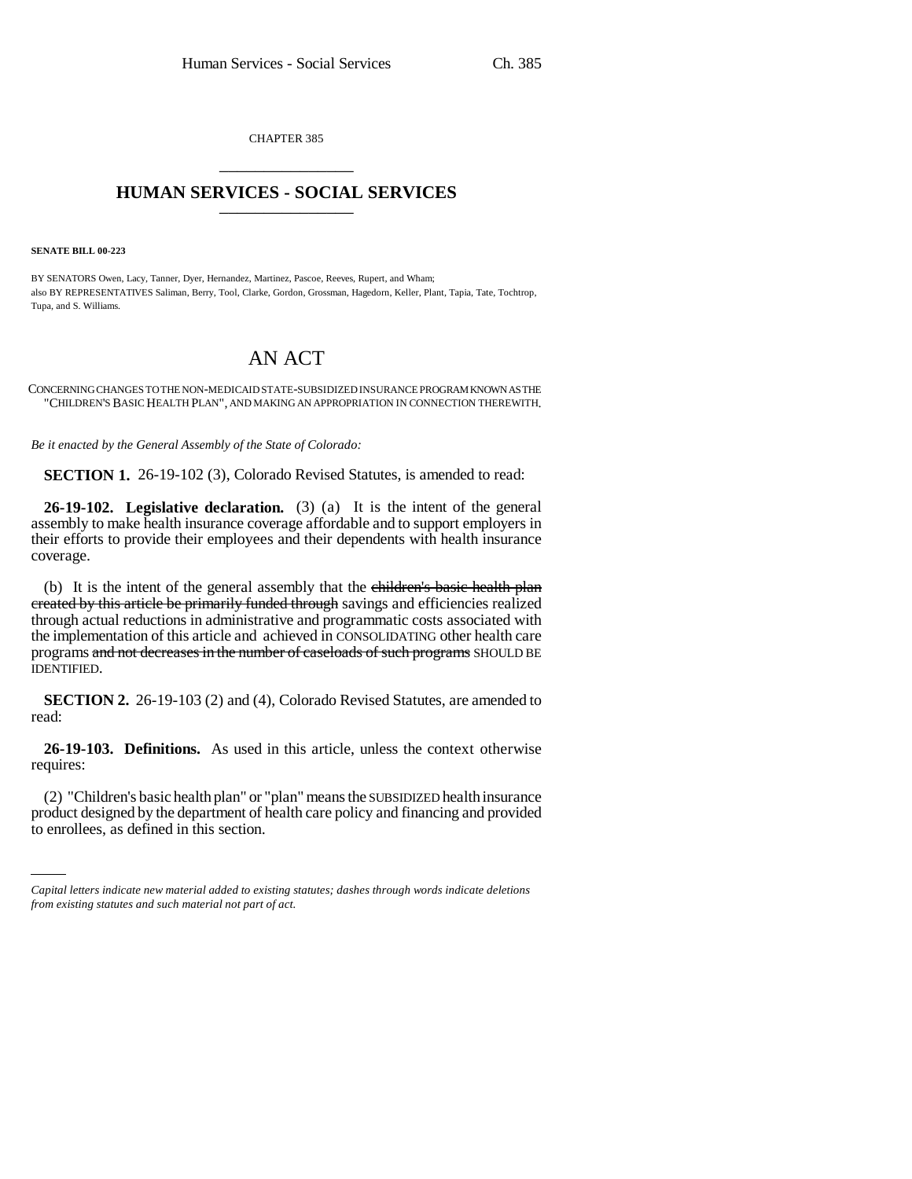CHAPTER 385

# HUMAN SERVICES - SOCIAL SERVICES

**SENATE BILL 00-223**

BY SENATORS Owen, Lacy, Tanner, Dyer, Hernandez, Martinez, Pascoe, Reeves, Rupert, and Wham;
also BY REPRESENTATIVES Saliman, Berry, Tool, Clarke, Gordon, Grossman, Hagedorn, Keller, Plant, Tapia, Tate, Tochtrop, Tupa, and S. Williams.

# AN ACT

CONCERNING CHANGES TO THE NON-MEDICAID STATE-SUBSIDIZED INSURANCE PROGRAM KNOWN AS THE "CHILDREN'S BASIC HEALTH PLAN", AND MAKING AN APPROPRIATION IN CONNECTION THEREWITH.

*Be it enacted by the General Assembly of the State of Colorado:*

**SECTION 1.** 26-19-102 (3), Colorado Revised Statutes, is amended to read:

**26-19-102. Legislative declaration.** (3) (a) It is the intent of the general assembly to make health insurance coverage affordable and to support employers in their efforts to provide their employees and their dependents with health insurance coverage.

(b) It is the intent of the general assembly that the ~~children's basic health plan created by this article be primarily funded through~~ savings and efficiencies realized through actual reductions in administrative and programmatic costs associated with the implementation of this article and achieved in CONSOLIDATING other health care programs ~~and not decreases in the number of caseloads of such programs~~ SHOULD BE IDENTIFIED.

**SECTION 2.** 26-19-103 (2) and (4), Colorado Revised Statutes, are amended to read:

**26-19-103. Definitions.** As used in this article, unless the context otherwise requires:

(2) "Children's basic health plan" or "plan" means the SUBSIDIZED health insurance product designed by the department of health care policy and financing and provided to enrollees, as defined in this section.

*Capital letters indicate new material added to existing statutes; dashes through words indicate deletions from existing statutes and such material not part of act.*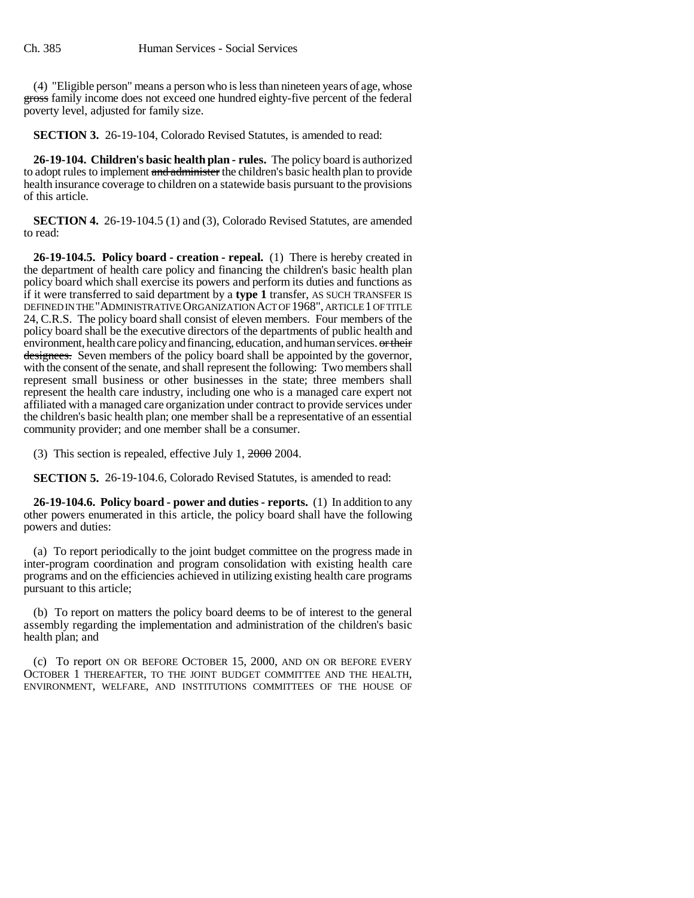(4) "Eligible person" means a person who is less than nineteen years of age, whose ~~gross~~ family income does not exceed one hundred eighty-five percent of the federal poverty level, adjusted for family size.

**SECTION 3.** 26-19-104, Colorado Revised Statutes, is amended to read:

**26-19-104. Children's basic health plan - rules.** The policy board is authorized to adopt rules to implement ~~and administer~~ the children's basic health plan to provide health insurance coverage to children on a statewide basis pursuant to the provisions of this article.

**SECTION 4.** 26-19-104.5 (1) and (3), Colorado Revised Statutes, are amended to read:

**26-19-104.5. Policy board - creation - repeal.** (1) There is hereby created in the department of health care policy and financing the children's basic health plan policy board which shall exercise its powers and perform its duties and functions as if it were transferred to said department by a **type 1** transfer, AS SUCH TRANSFER IS DEFINED IN THE "ADMINISTRATIVE ORGANIZATION ACT OF 1968", ARTICLE 1 OF TITLE 24, C.R.S. The policy board shall consist of eleven members. Four members of the policy board shall be the executive directors of the departments of public health and environment, health care policy and financing, education, and human services. ~~or their designees.~~ Seven members of the policy board shall be appointed by the governor, with the consent of the senate, and shall represent the following: Two members shall represent small business or other businesses in the state; three members shall represent the health care industry, including one who is a managed care expert not affiliated with a managed care organization under contract to provide services under the children's basic health plan; one member shall be a representative of an essential community provider; and one member shall be a consumer.

(3) This section is repealed, effective July 1, ~~2000~~ 2004.

**SECTION 5.** 26-19-104.6, Colorado Revised Statutes, is amended to read:

**26-19-104.6. Policy board - power and duties - reports.** (1) In addition to any other powers enumerated in this article, the policy board shall have the following powers and duties:

(a) To report periodically to the joint budget committee on the progress made in inter-program coordination and program consolidation with existing health care programs and on the efficiencies achieved in utilizing existing health care programs pursuant to this article;

(b) To report on matters the policy board deems to be of interest to the general assembly regarding the implementation and administration of the children's basic health plan; and

(c) To report ON OR BEFORE OCTOBER 15, 2000, AND ON OR BEFORE EVERY OCTOBER 1 THEREAFTER, TO THE JOINT BUDGET COMMITTEE AND THE HEALTH, ENVIRONMENT, WELFARE, AND INSTITUTIONS COMMITTEES OF THE HOUSE OF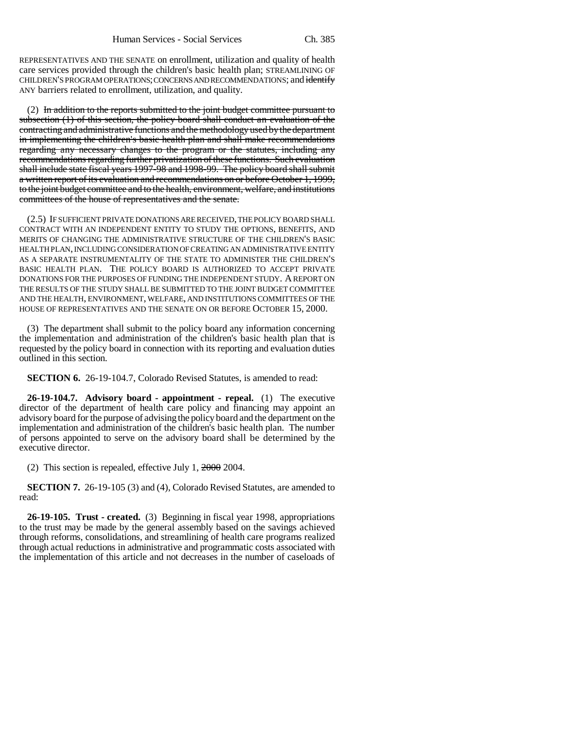REPRESENTATIVES AND THE SENATE on enrollment, utilization and quality of health care services provided through the children's basic health plan; STREAMLINING OF CHILDREN'S PROGRAM OPERATIONS; CONCERNS AND RECOMMENDATIONS; and ~~identify~~ ANY barriers related to enrollment, utilization, and quality.

(2) ~~In addition to the reports submitted to the joint budget committee pursuant to subsection (1) of this section, the policy board shall conduct an evaluation of the contracting and administrative functions and the methodology used by the department in implementing the children's basic health plan and shall make recommendations regarding any necessary changes to the program or the statutes, including any recommendations regarding further privatization of these functions. Such evaluation shall include state fiscal years 1997-98 and 1998-99. The policy board shall submit a written report of its evaluation and recommendations on or before October 1, 1999, to the joint budget committee and to the health, environment, welfare, and institutions committees of the house of representatives and the senate.~~

(2.5) IF SUFFICIENT PRIVATE DONATIONS ARE RECEIVED, THE POLICY BOARD SHALL CONTRACT WITH AN INDEPENDENT ENTITY TO STUDY THE OPTIONS, BENEFITS, AND MERITS OF CHANGING THE ADMINISTRATIVE STRUCTURE OF THE CHILDREN'S BASIC HEALTH PLAN, INCLUDING CONSIDERATION OF CREATING AN ADMINISTRATIVE ENTITY AS A SEPARATE INSTRUMENTALITY OF THE STATE TO ADMINISTER THE CHILDREN'S BASIC HEALTH PLAN. THE POLICY BOARD IS AUTHORIZED TO ACCEPT PRIVATE DONATIONS FOR THE PURPOSES OF FUNDING THE INDEPENDENT STUDY. A REPORT ON THE RESULTS OF THE STUDY SHALL BE SUBMITTED TO THE JOINT BUDGET COMMITTEE AND THE HEALTH, ENVIRONMENT, WELFARE, AND INSTITUTIONS COMMITTEES OF THE HOUSE OF REPRESENTATIVES AND THE SENATE ON OR BEFORE OCTOBER 15, 2000.

(3) The department shall submit to the policy board any information concerning the implementation and administration of the children's basic health plan that is requested by the policy board in connection with its reporting and evaluation duties outlined in this section.

**SECTION 6.** 26-19-104.7, Colorado Revised Statutes, is amended to read:

**26-19-104.7. Advisory board - appointment - repeal.** (1) The executive director of the department of health care policy and financing may appoint an advisory board for the purpose of advising the policy board and the department on the implementation and administration of the children's basic health plan. The number of persons appointed to serve on the advisory board shall be determined by the executive director.

(2) This section is repealed, effective July 1, ~~2000~~ 2004.

**SECTION 7.** 26-19-105 (3) and (4), Colorado Revised Statutes, are amended to read:

**26-19-105. Trust - created.** (3) Beginning in fiscal year 1998, appropriations to the trust may be made by the general assembly based on the savings achieved through reforms, consolidations, and streamlining of health care programs realized through actual reductions in administrative and programmatic costs associated with the implementation of this article and not decreases in the number of caseloads of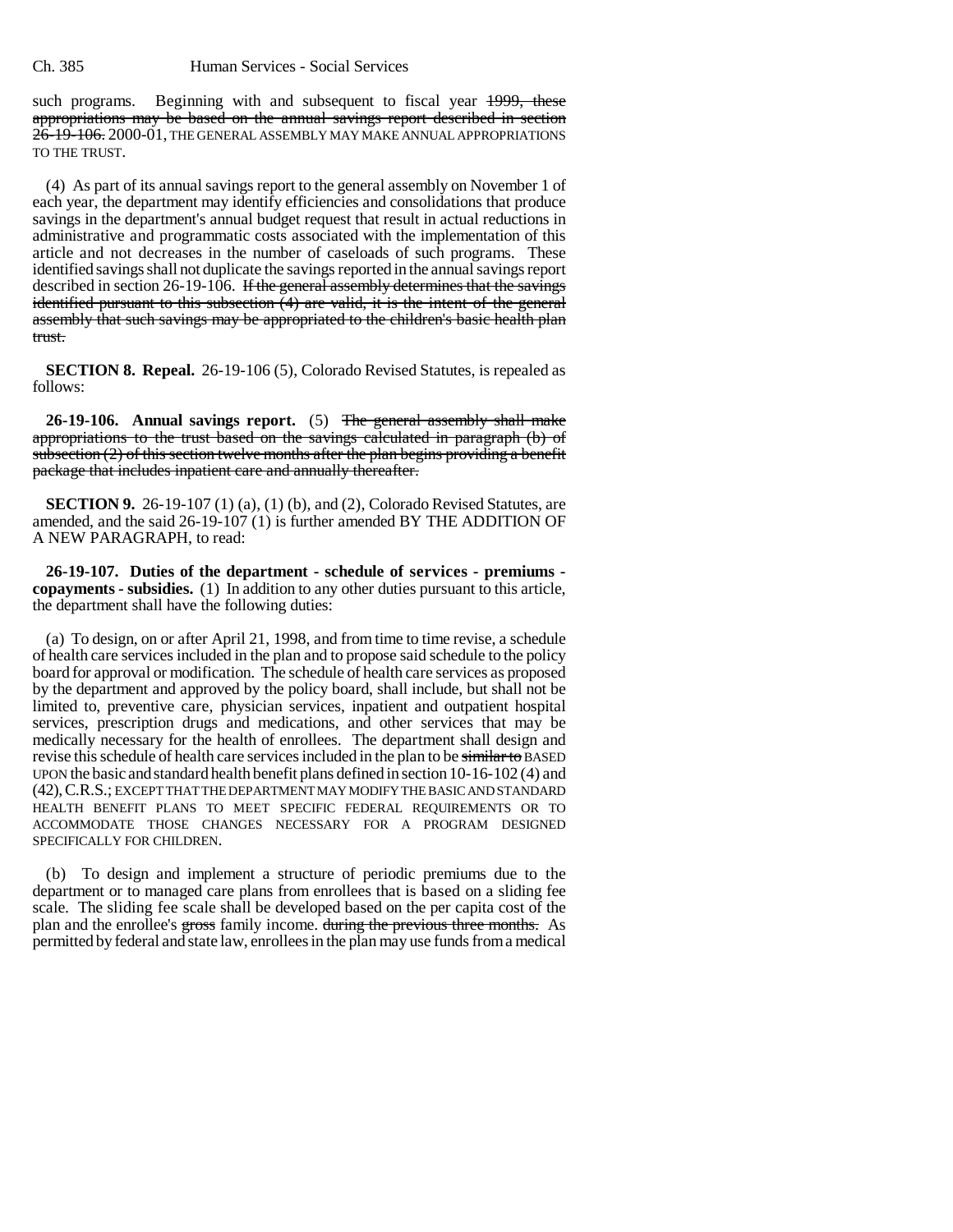such programs. Beginning with and subsequent to fiscal year ~~1999, these appropriations may be based on the annual savings report described in section 26-19-106.~~ 2000-01, THE GENERAL ASSEMBLY MAY MAKE ANNUAL APPROPRIATIONS TO THE TRUST.

(4) As part of its annual savings report to the general assembly on November 1 of each year, the department may identify efficiencies and consolidations that produce savings in the department's annual budget request that result in actual reductions in administrative and programmatic costs associated with the implementation of this article and not decreases in the number of caseloads of such programs. These identified savings shall not duplicate the savings reported in the annual savings report described in section 26-19-106. ~~If the general assembly determines that the savings identified pursuant to this subsection (4) are valid, it is the intent of the general assembly that such savings may be appropriated to the children's basic health plan trust.~~

**SECTION 8. Repeal.** 26-19-106 (5), Colorado Revised Statutes, is repealed as follows:

**26-19-106. Annual savings report.** (5) ~~The general assembly shall make appropriations to the trust based on the savings calculated in paragraph (b) of subsection (2) of this section twelve months after the plan begins providing a benefit package that includes inpatient care and annually thereafter.~~

**SECTION 9.** 26-19-107 (1) (a), (1) (b), and (2), Colorado Revised Statutes, are amended, and the said 26-19-107 (1) is further amended BY THE ADDITION OF A NEW PARAGRAPH, to read:

**26-19-107. Duties of the department - schedule of services - premiums - copayments - subsidies.** (1) In addition to any other duties pursuant to this article, the department shall have the following duties:

(a) To design, on or after April 21, 1998, and from time to time revise, a schedule of health care services included in the plan and to propose said schedule to the policy board for approval or modification. The schedule of health care services as proposed by the department and approved by the policy board, shall include, but shall not be limited to, preventive care, physician services, inpatient and outpatient hospital services, prescription drugs and medications, and other services that may be medically necessary for the health of enrollees. The department shall design and revise this schedule of health care services included in the plan to be ~~similar to~~ BASED UPON the basic and standard health benefit plans defined in section 10-16-102 (4) and (42), C.R.S.; EXCEPT THAT THE DEPARTMENT MAY MODIFY THE BASIC AND STANDARD HEALTH BENEFIT PLANS TO MEET SPECIFIC FEDERAL REQUIREMENTS OR TO ACCOMMODATE THOSE CHANGES NECESSARY FOR A PROGRAM DESIGNED SPECIFICALLY FOR CHILDREN.

(b) To design and implement a structure of periodic premiums due to the department or to managed care plans from enrollees that is based on a sliding fee scale. The sliding fee scale shall be developed based on the per capita cost of the plan and the enrollee's ~~gross~~ family income. ~~during the previous three months.~~ As permitted by federal and state law, enrollees in the plan may use funds from a medical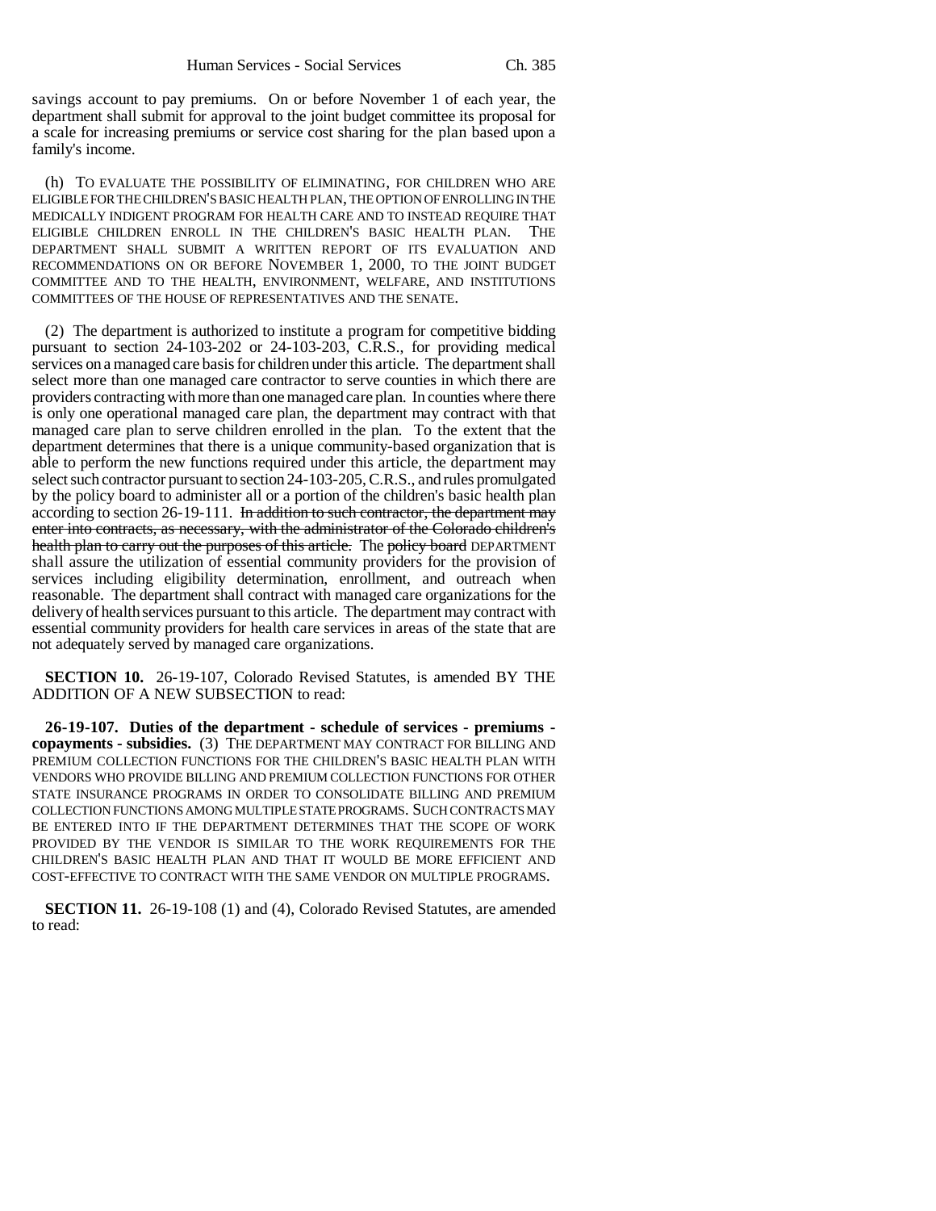savings account to pay premiums. On or before November 1 of each year, the department shall submit for approval to the joint budget committee its proposal for a scale for increasing premiums or service cost sharing for the plan based upon a family's income.

(h) TO EVALUATE THE POSSIBILITY OF ELIMINATING, FOR CHILDREN WHO ARE ELIGIBLE FOR THE CHILDREN'S BASIC HEALTH PLAN, THE OPTION OF ENROLLING IN THE MEDICALLY INDIGENT PROGRAM FOR HEALTH CARE AND TO INSTEAD REQUIRE THAT ELIGIBLE CHILDREN ENROLL IN THE CHILDREN'S BASIC HEALTH PLAN. THE DEPARTMENT SHALL SUBMIT A WRITTEN REPORT OF ITS EVALUATION AND RECOMMENDATIONS ON OR BEFORE NOVEMBER 1, 2000, TO THE JOINT BUDGET COMMITTEE AND TO THE HEALTH, ENVIRONMENT, WELFARE, AND INSTITUTIONS COMMITTEES OF THE HOUSE OF REPRESENTATIVES AND THE SENATE.

(2) The department is authorized to institute a program for competitive bidding pursuant to section 24-103-202 or 24-103-203, C.R.S., for providing medical services on a managed care basis for children under this article. The department shall select more than one managed care contractor to serve counties in which there are providers contracting with more than one managed care plan. In counties where there is only one operational managed care plan, the department may contract with that managed care plan to serve children enrolled in the plan. To the extent that the department determines that there is a unique community-based organization that is able to perform the new functions required under this article, the department may select such contractor pursuant to section 24-103-205, C.R.S., and rules promulgated by the policy board to administer all or a portion of the children's basic health plan according to section 26-19-111. ~~In addition to such contractor, the department may enter into contracts, as necessary, with the administrator of the Colorado children's health plan to carry out the purposes of this article.~~ The ~~policy board~~ DEPARTMENT shall assure the utilization of essential community providers for the provision of services including eligibility determination, enrollment, and outreach when reasonable. The department shall contract with managed care organizations for the delivery of health services pursuant to this article. The department may contract with essential community providers for health care services in areas of the state that are not adequately served by managed care organizations.

**SECTION 10.** 26-19-107, Colorado Revised Statutes, is amended BY THE ADDITION OF A NEW SUBSECTION to read:

**26-19-107. Duties of the department - schedule of services - premiums - copayments - subsidies.** (3) THE DEPARTMENT MAY CONTRACT FOR BILLING AND PREMIUM COLLECTION FUNCTIONS FOR THE CHILDREN'S BASIC HEALTH PLAN WITH VENDORS WHO PROVIDE BILLING AND PREMIUM COLLECTION FUNCTIONS FOR OTHER STATE INSURANCE PROGRAMS IN ORDER TO CONSOLIDATE BILLING AND PREMIUM COLLECTION FUNCTIONS AMONG MULTIPLE STATE PROGRAMS. SUCH CONTRACTS MAY BE ENTERED INTO IF THE DEPARTMENT DETERMINES THAT THE SCOPE OF WORK PROVIDED BY THE VENDOR IS SIMILAR TO THE WORK REQUIREMENTS FOR THE CHILDREN'S BASIC HEALTH PLAN AND THAT IT WOULD BE MORE EFFICIENT AND COST-EFFECTIVE TO CONTRACT WITH THE SAME VENDOR ON MULTIPLE PROGRAMS.

**SECTION 11.** 26-19-108 (1) and (4), Colorado Revised Statutes, are amended to read: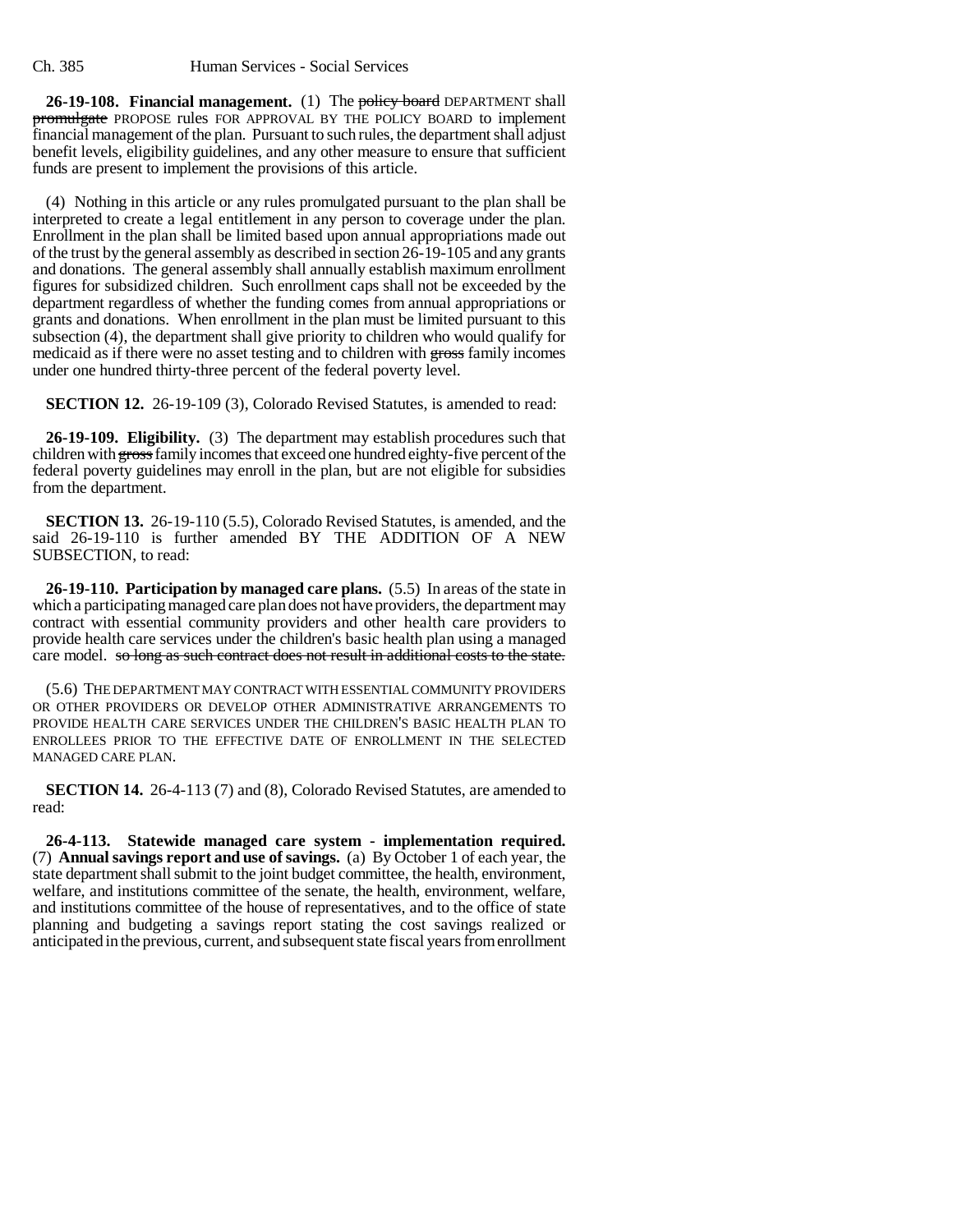**26-19-108. Financial management.** (1) The ~~policy board~~ DEPARTMENT shall ~~promulgate~~ PROPOSE rules FOR APPROVAL BY THE POLICY BOARD to implement financial management of the plan. Pursuant to such rules, the department shall adjust benefit levels, eligibility guidelines, and any other measure to ensure that sufficient funds are present to implement the provisions of this article.

(4) Nothing in this article or any rules promulgated pursuant to the plan shall be interpreted to create a legal entitlement in any person to coverage under the plan. Enrollment in the plan shall be limited based upon annual appropriations made out of the trust by the general assembly as described in section 26-19-105 and any grants and donations. The general assembly shall annually establish maximum enrollment figures for subsidized children. Such enrollment caps shall not be exceeded by the department regardless of whether the funding comes from annual appropriations or grants and donations. When enrollment in the plan must be limited pursuant to this subsection (4), the department shall give priority to children who would qualify for medicaid as if there were no asset testing and to children with ~~gross~~ family incomes under one hundred thirty-three percent of the federal poverty level.

**SECTION 12.** 26-19-109 (3), Colorado Revised Statutes, is amended to read:

**26-19-109. Eligibility.** (3) The department may establish procedures such that children with ~~gross~~ family incomes that exceed one hundred eighty-five percent of the federal poverty guidelines may enroll in the plan, but are not eligible for subsidies from the department.

**SECTION 13.** 26-19-110 (5.5), Colorado Revised Statutes, is amended, and the said 26-19-110 is further amended BY THE ADDITION OF A NEW SUBSECTION, to read:

**26-19-110. Participation by managed care plans.** (5.5) In areas of the state in which a participating managed care plan does not have providers, the department may contract with essential community providers and other health care providers to provide health care services under the children's basic health plan using a managed care model. ~~so long as such contract does not result in additional costs to the state.~~

(5.6) THE DEPARTMENT MAY CONTRACT WITH ESSENTIAL COMMUNITY PROVIDERS OR OTHER PROVIDERS OR DEVELOP OTHER ADMINISTRATIVE ARRANGEMENTS TO PROVIDE HEALTH CARE SERVICES UNDER THE CHILDREN'S BASIC HEALTH PLAN TO ENROLLEES PRIOR TO THE EFFECTIVE DATE OF ENROLLMENT IN THE SELECTED MANAGED CARE PLAN.

**SECTION 14.** 26-4-113 (7) and (8), Colorado Revised Statutes, are amended to read:

**26-4-113. Statewide managed care system - implementation required.** (7) **Annual savings report and use of savings.** (a) By October 1 of each year, the state department shall submit to the joint budget committee, the health, environment, welfare, and institutions committee of the senate, the health, environment, welfare, and institutions committee of the house of representatives, and to the office of state planning and budgeting a savings report stating the cost savings realized or anticipated in the previous, current, and subsequent state fiscal years from enrollment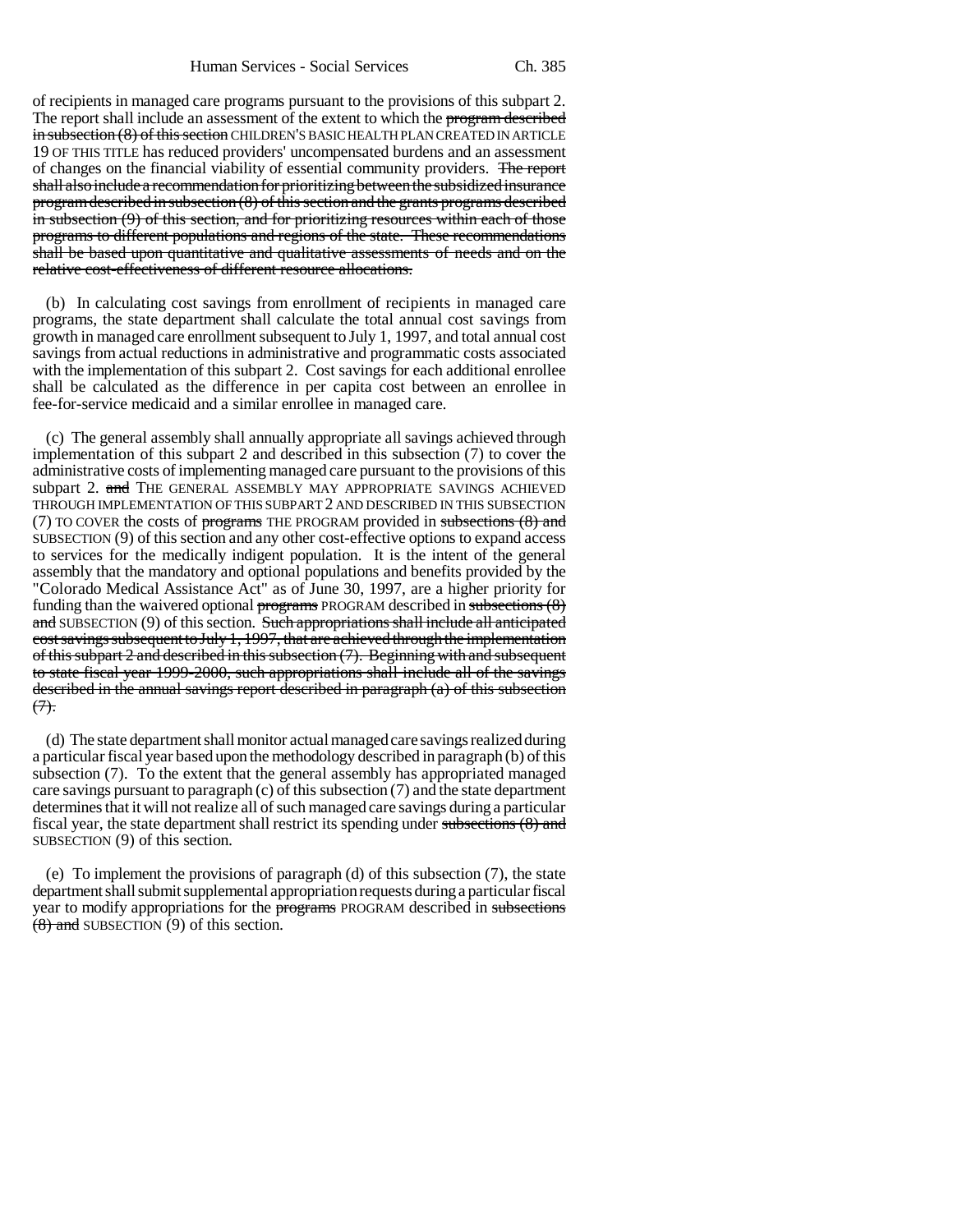of recipients in managed care programs pursuant to the provisions of this subpart 2. The report shall include an assessment of the extent to which the ~~program described in subsection (8) of this section~~ CHILDREN'S BASIC HEALTH PLAN CREATED IN ARTICLE 19 OF THIS TITLE has reduced providers' uncompensated burdens and an assessment of changes on the financial viability of essential community providers. ~~The report shall also include a recommendation for prioritizing between the subsidized insurance program described in subsection (8) of this section and the grants programs described in subsection (9) of this section, and for prioritizing resources within each of those programs to different populations and regions of the state. These recommendations shall be based upon quantitative and qualitative assessments of needs and on the relative cost-effectiveness of different resource allocations.~~

(b) In calculating cost savings from enrollment of recipients in managed care programs, the state department shall calculate the total annual cost savings from growth in managed care enrollment subsequent to July 1, 1997, and total annual cost savings from actual reductions in administrative and programmatic costs associated with the implementation of this subpart 2. Cost savings for each additional enrollee shall be calculated as the difference in per capita cost between an enrollee in fee-for-service medicaid and a similar enrollee in managed care.

(c) The general assembly shall annually appropriate all savings achieved through implementation of this subpart 2 and described in this subsection (7) to cover the administrative costs of implementing managed care pursuant to the provisions of this subpart 2. ~~and~~ THE GENERAL ASSEMBLY MAY APPROPRIATE SAVINGS ACHIEVED THROUGH IMPLEMENTATION OF THIS SUBPART 2 AND DESCRIBED IN THIS SUBSECTION (7) TO COVER the costs of ~~programs~~ THE PROGRAM provided in ~~subsections (8) and~~ SUBSECTION (9) of this section and any other cost-effective options to expand access to services for the medically indigent population. It is the intent of the general assembly that the mandatory and optional populations and benefits provided by the "Colorado Medical Assistance Act" as of June 30, 1997, are a higher priority for funding than the waivered optional ~~programs~~ PROGRAM described in ~~subsections (8) and~~ SUBSECTION (9) of this section. ~~Such appropriations shall include all anticipated cost savings subsequent to July 1, 1997, that are achieved through the implementation of this subpart 2 and described in this subsection (7). Beginning with and subsequent to state fiscal year 1999-2000, such appropriations shall include all of the savings described in the annual savings report described in paragraph (a) of this subsection (7).~~

(d) The state department shall monitor actual managed care savings realized during a particular fiscal year based upon the methodology described in paragraph (b) of this subsection (7). To the extent that the general assembly has appropriated managed care savings pursuant to paragraph (c) of this subsection (7) and the state department determines that it will not realize all of such managed care savings during a particular fiscal year, the state department shall restrict its spending under ~~subsections (8) and~~ SUBSECTION (9) of this section.

(e) To implement the provisions of paragraph (d) of this subsection (7), the state department shall submit supplemental appropriation requests during a particular fiscal year to modify appropriations for the ~~programs~~ PROGRAM described in ~~subsections (8) and~~ SUBSECTION (9) of this section.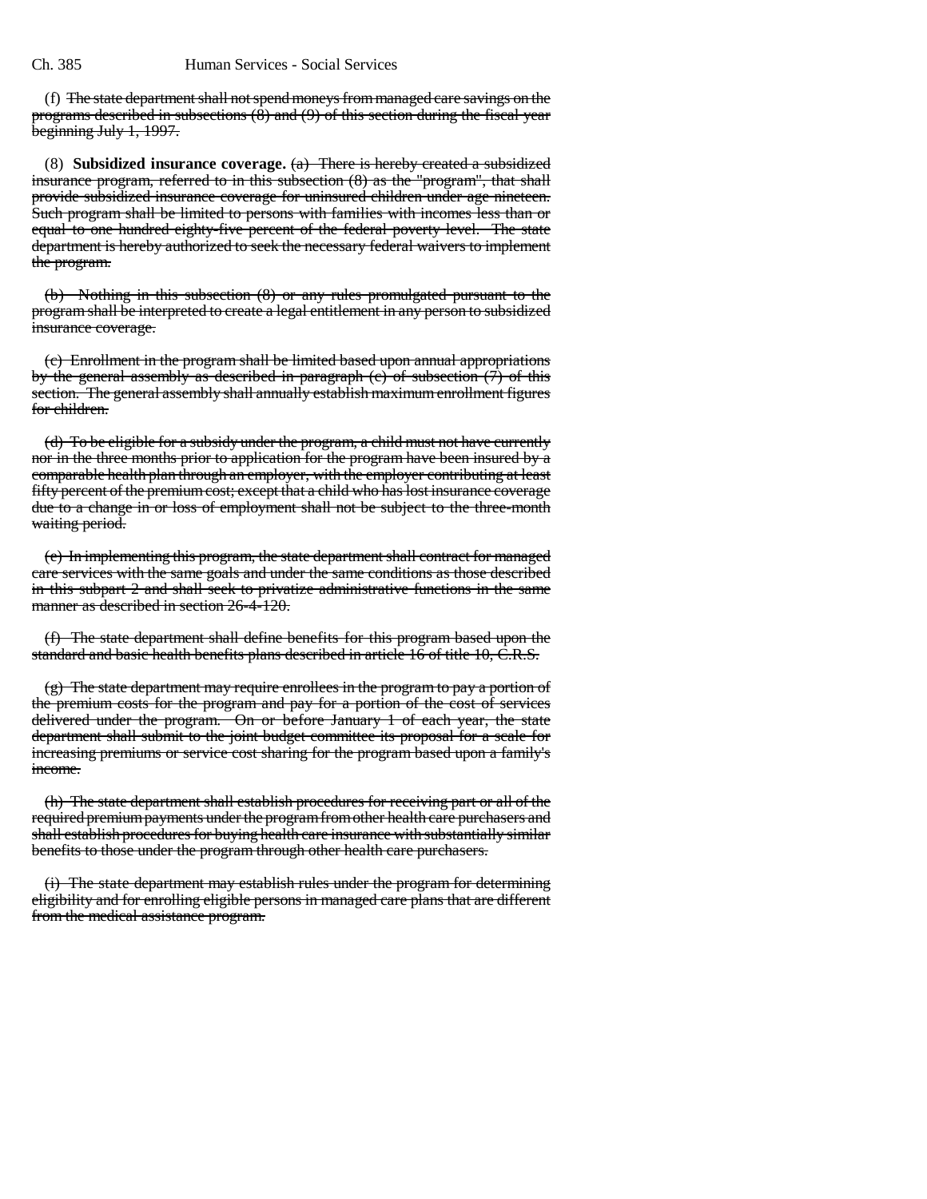(f) ~~The state department shall not spend moneys from managed care savings on the programs described in subsections (8) and (9) of this section during the fiscal year beginning July 1, 1997.~~

(8) **Subsidized insurance coverage.** ~~(a) There is hereby created a subsidized insurance program, referred to in this subsection (8) as the "program", that shall provide subsidized insurance coverage for uninsured children under age nineteen. Such program shall be limited to persons with families with incomes less than or equal to one hundred eighty-five percent of the federal poverty level. The state department is hereby authorized to seek the necessary federal waivers to implement the program.~~

~~(b) Nothing in this subsection (8) or any rules promulgated pursuant to the program shall be interpreted to create a legal entitlement in any person to subsidized insurance coverage.~~

~~(c) Enrollment in the program shall be limited based upon annual appropriations by the general assembly as described in paragraph (c) of subsection (7) of this section. The general assembly shall annually establish maximum enrollment figures for children.~~

~~(d) To be eligible for a subsidy under the program, a child must not have currently nor in the three months prior to application for the program have been insured by a comparable health plan through an employer, with the employer contributing at least fifty percent of the premium cost; except that a child who has lost insurance coverage due to a change in or loss of employment shall not be subject to the three-month waiting period.~~

~~(e) In implementing this program, the state department shall contract for managed care services with the same goals and under the same conditions as those described in this subpart 2 and shall seek to privatize administrative functions in the same manner as described in section 26-4-120.~~

~~(f) The state department shall define benefits for this program based upon the standard and basic health benefits plans described in article 16 of title 10, C.R.S.~~

~~(g) The state department may require enrollees in the program to pay a portion of the premium costs for the program and pay for a portion of the cost of services delivered under the program. On or before January 1 of each year, the state department shall submit to the joint budget committee its proposal for a scale for increasing premiums or service cost sharing for the program based upon a family's income.~~

~~(h) The state department shall establish procedures for receiving part or all of the required premium payments under the program from other health care purchasers and shall establish procedures for buying health care insurance with substantially similar benefits to those under the program through other health care purchasers.~~

~~(i) The state department may establish rules under the program for determining eligibility and for enrolling eligible persons in managed care plans that are different from the medical assistance program.~~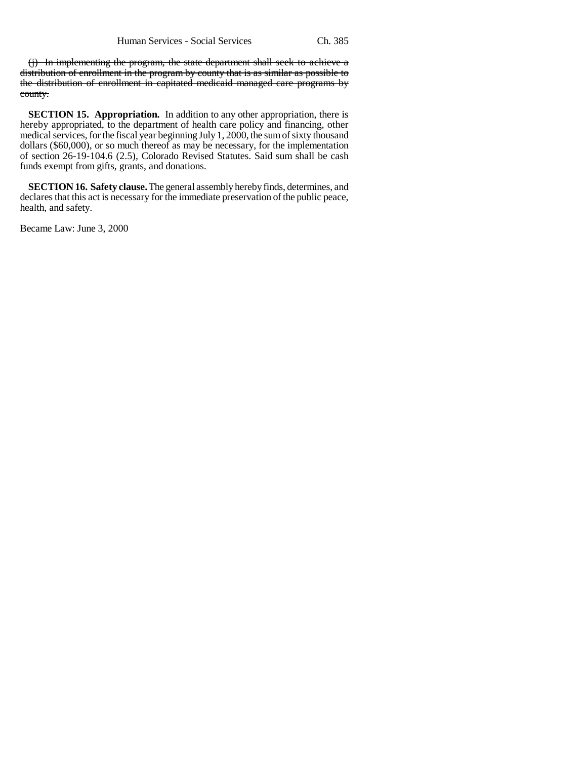~~(j) In implementing the program, the state department shall seek to achieve a distribution of enrollment in the program by county that is as similar as possible to the distribution of enrollment in capitated medicaid managed care programs by county.~~

**SECTION 15. Appropriation.** In addition to any other appropriation, there is hereby appropriated, to the department of health care policy and financing, other medical services, for the fiscal year beginning July 1, 2000, the sum of sixty thousand dollars ($60,000), or so much thereof as may be necessary, for the implementation of section 26-19-104.6 (2.5), Colorado Revised Statutes. Said sum shall be cash funds exempt from gifts, grants, and donations.

**SECTION 16. Safety clause.** The general assembly hereby finds, determines, and declares that this act is necessary for the immediate preservation of the public peace, health, and safety.

Became Law: June 3, 2000